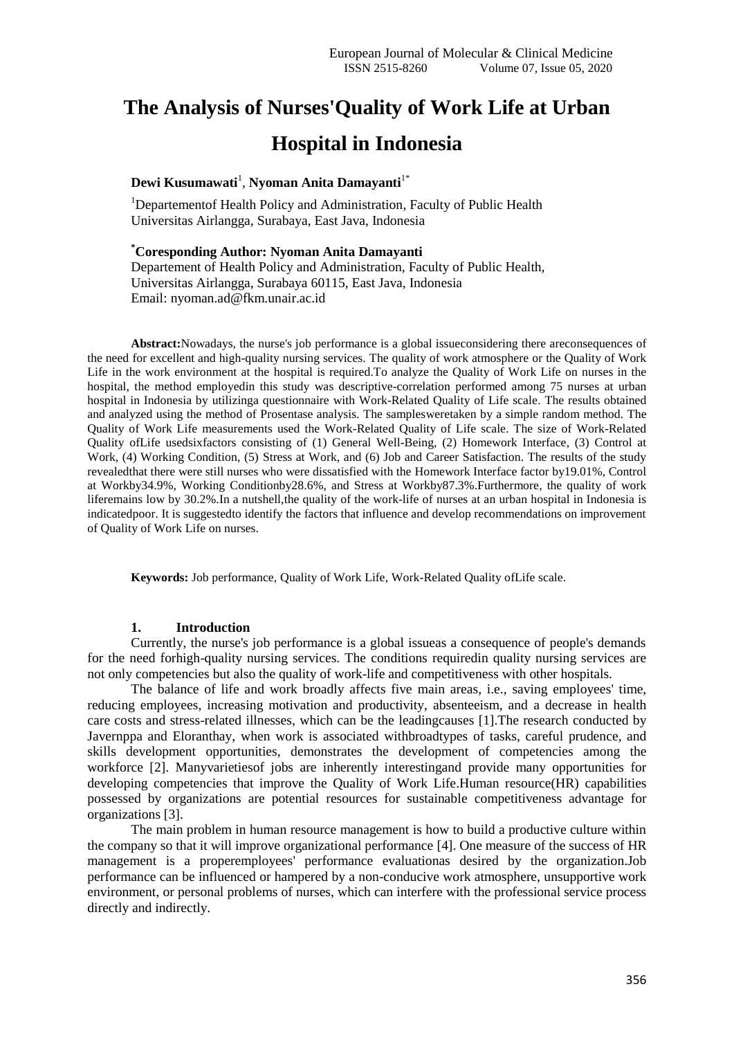# The Analysis of Nurses'Quality of Work Life at Urban Hospital in Indonesia

**Dewi Kusumawati**[1], **Nyoman Anita Damayanti**[1*]

[1]Departementof Health Policy and Administration, Faculty of Public Health Universitas Airlangga, Surabaya, East Java, Indonesia

**[*]Coresponding Author: Nyoman Anita Damayanti**
Departement of Health Policy and Administration, Faculty of Public Health, Universitas Airlangga, Surabaya 60115, East Java, Indonesia
Email: nyoman.ad@fkm.unair.ac.id

**Abstract:**Nowadays, the nurse's job performance is a global issueconsidering there areconsequences of the need for excellent and high-quality nursing services. The quality of work atmosphere or the Quality of Work Life in the work environment at the hospital is required.To analyze the Quality of Work Life on nurses in the hospital, the method employedin this study was descriptive-correlation performed among 75 nurses at urban hospital in Indonesia by utilizinga questionnaire with Work-Related Quality of Life scale. The results obtained and analyzed using the method of Prosentase analysis. The samplesweretaken by a simple random method. The Quality of Work Life measurements used the Work-Related Quality of Life scale. The size of Work-Related Quality ofLife usedsixfactors consisting of (1) General Well-Being, (2) Homework Interface, (3) Control at Work, (4) Working Condition, (5) Stress at Work, and (6) Job and Career Satisfaction. The results of the study revealedthat there were still nurses who were dissatisfied with the Homework Interface factor by19.01%, Control at Workby34.9%, Working Conditionby28.6%, and Stress at Workby87.3%.Furthermore, the quality of work liferemains low by 30.2%.In a nutshell,the quality of the work-life of nurses at an urban hospital in Indonesia is indicatedpoor. It is suggestedto identify the factors that influence and develop recommendations on improvement of Quality of Work Life on nurses.

**Keywords:** Job performance, Quality of Work Life, Work-Related Quality ofLife scale.

## 1. Introduction

Currently, the nurse's job performance is a global issueas a consequence of people's demands for the need forhigh-quality nursing services. The conditions requiredin quality nursing services are not only competencies but also the quality of work-life and competitiveness with other hospitals.

The balance of life and work broadly affects five main areas, i.e., saving employees' time, reducing employees, increasing motivation and productivity, absenteeism, and a decrease in health care costs and stress-related illnesses, which can be the leadingcauses [1].The research conducted by Javernppa and Eloranthay, when work is associated withbroadtypes of tasks, careful prudence, and skills development opportunities, demonstrates the development of competencies among the workforce [2]. Manyvarietiesof jobs are inherently interestingand provide many opportunities for developing competencies that improve the Quality of Work Life.Human resource(HR) capabilities possessed by organizations are potential resources for sustainable competitiveness advantage for organizations [3].

The main problem in human resource management is how to build a productive culture within the company so that it will improve organizational performance [4]. One measure of the success of HR management is a properemployees' performance evaluationas desired by the organization.Job performance can be influenced or hampered by a non-conducive work atmosphere, unsupportive work environment, or personal problems of nurses, which can interfere with the professional service process directly and indirectly.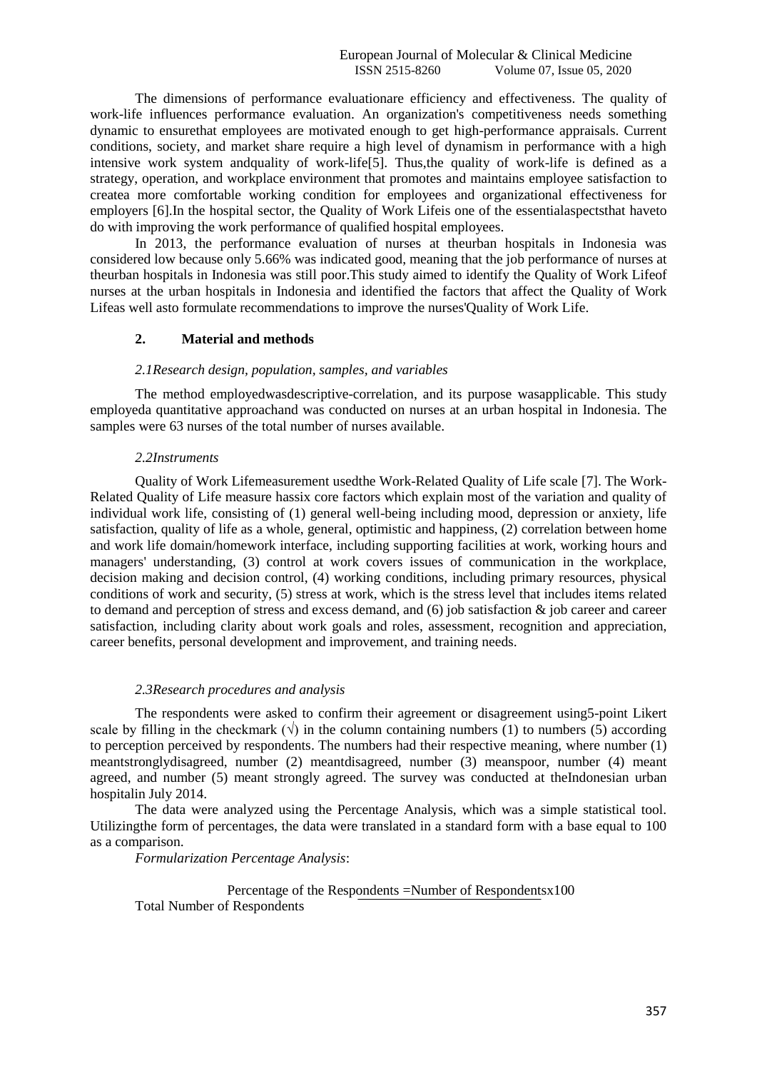The dimensions of performance evaluationare efficiency and effectiveness. The quality of work-life influences performance evaluation. An organization's competitiveness needs something dynamic to ensurethat employees are motivated enough to get high-performance appraisals. Current conditions, society, and market share require a high level of dynamism in performance with a high intensive work system andquality of work-life[5]. Thus,the quality of work-life is defined as a strategy, operation, and workplace environment that promotes and maintains employee satisfaction to createa more comfortable working condition for employees and organizational effectiveness for employers [6].In the hospital sector, the Quality of Work Lifeis one of the essentialaspectsthat haveto do with improving the work performance of qualified hospital employees.

In 2013, the performance evaluation of nurses at theurban hospitals in Indonesia was considered low because only 5.66% was indicated good, meaning that the job performance of nurses at theurban hospitals in Indonesia was still poor.This study aimed to identify the Quality of Work Lifeof nurses at the urban hospitals in Indonesia and identified the factors that affect the Quality of Work Lifeas well asto formulate recommendations to improve the nurses'Quality of Work Life.

## 2. Material and methods

### *2.1Research design, population, samples, and variables*

The method employedwasdescriptive-correlation, and its purpose wasapplicable. This study employeda quantitative approachand was conducted on nurses at an urban hospital in Indonesia. The samples were 63 nurses of the total number of nurses available.

### *2.2Instruments*

Quality of Work Lifemeasurement usedthe Work-Related Quality of Life scale [7]. The Work-Related Quality of Life measure hassix core factors which explain most of the variation and quality of individual work life, consisting of (1) general well-being including mood, depression or anxiety, life satisfaction, quality of life as a whole, general, optimistic and happiness, (2) correlation between home and work life domain/homework interface, including supporting facilities at work, working hours and managers' understanding, (3) control at work covers issues of communication in the workplace, decision making and decision control, (4) working conditions, including primary resources, physical conditions of work and security, (5) stress at work, which is the stress level that includes items related to demand and perception of stress and excess demand, and (6) job satisfaction & job career and career satisfaction, including clarity about work goals and roles, assessment, recognition and appreciation, career benefits, personal development and improvement, and training needs.

### *2.3Research procedures and analysis*

The respondents were asked to confirm their agreement or disagreement using5-point Likert scale by filling in the checkmark (√) in the column containing numbers (1) to numbers (5) according to perception perceived by respondents. The numbers had their respective meaning, where number (1) meantstronglydisagreed, number (2) meantdisagreed, number (3) meanspoor, number (4) meant agreed, and number (5) meant strongly agreed. The survey was conducted at theIndonesian urban hospitalin July 2014.

The data were analyzed using the Percentage Analysis, which was a simple statistical tool. Utilizingthe form of percentages, the data were translated in a standard form with a base equal to 100 as a comparison.

*Formularization Percentage Analysis*:

$$\text{Percentage of the Respondents} = \frac{\text{Number of Respondents}}{\text{Total Number of Respondents}} \times 100$$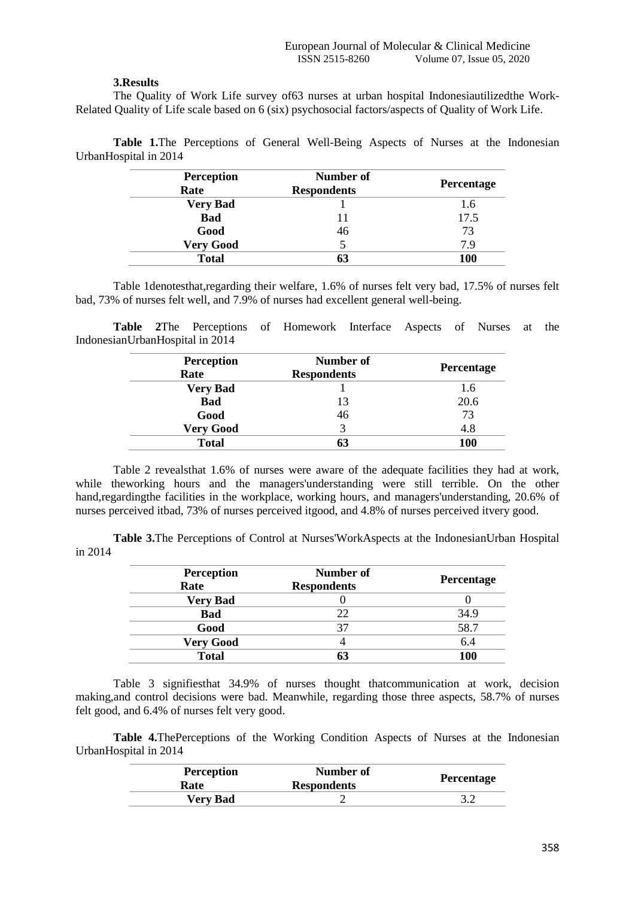## 3.Results

The Quality of Work Life survey of63 nurses at urban hospital Indonesiautilizedthe Work-Related Quality of Life scale based on 6 (six) psychosocial factors/aspects of Quality of Work Life.

**Table 1.**The Perceptions of General Well-Being Aspects of Nurses at the Indonesian UrbanHospital in 2014

| Perception Rate | Number of Respondents | Percentage |
|---|---|---|
| **Very Bad** | 1 | 1.6 |
| **Bad** | 11 | 17.5 |
| **Good** | 46 | 73 |
| **Very Good** | 5 | 7.9 |
| **Total** | **63** | **100** |

Table 1denotesthat,regarding their welfare, 1.6% of nurses felt very bad, 17.5% of nurses felt bad, 73% of nurses felt well, and 7.9% of nurses had excellent general well-being.

**Table 2**The Perceptions of Homework Interface Aspects of Nurses at the IndonesianUrbanHospital in 2014

| Perception Rate | Number of Respondents | Percentage |
|---|---|---|
| **Very Bad** | 1 | 1.6 |
| **Bad** | 13 | 20.6 |
| **Good** | 46 | 73 |
| **Very Good** | 3 | 4.8 |
| **Total** | **63** | **100** |

Table 2 revealsthat 1.6% of nurses were aware of the adequate facilities they had at work, while theworking hours and the managers'understanding were still terrible. On the other hand,regardingthe facilities in the workplace, working hours, and managers'understanding, 20.6% of nurses perceived itbad, 73% of nurses perceived itgood, and 4.8% of nurses perceived itvery good.

**Table 3.**The Perceptions of Control at Nurses'WorkAspects at the IndonesianUrban Hospital in 2014

| Perception Rate | Number of Respondents | Percentage |
|---|---|---|
| **Very Bad** | 0 | 0 |
| **Bad** | 22 | 34.9 |
| **Good** | 37 | 58.7 |
| **Very Good** | 4 | 6.4 |
| **Total** | **63** | **100** |

Table 3 signifiesthat 34.9% of nurses thought thatcommunication at work, decision making,and control decisions were bad. Meanwhile, regarding those three aspects, 58.7% of nurses felt good, and 6.4% of nurses felt very good.

**Table 4.**ThePerceptions of the Working Condition Aspects of Nurses at the Indonesian UrbanHospital in 2014

| Perception Rate | Number of Respondents | Percentage |
|---|---|---|
| **Very Bad** | 2 | 3.2 |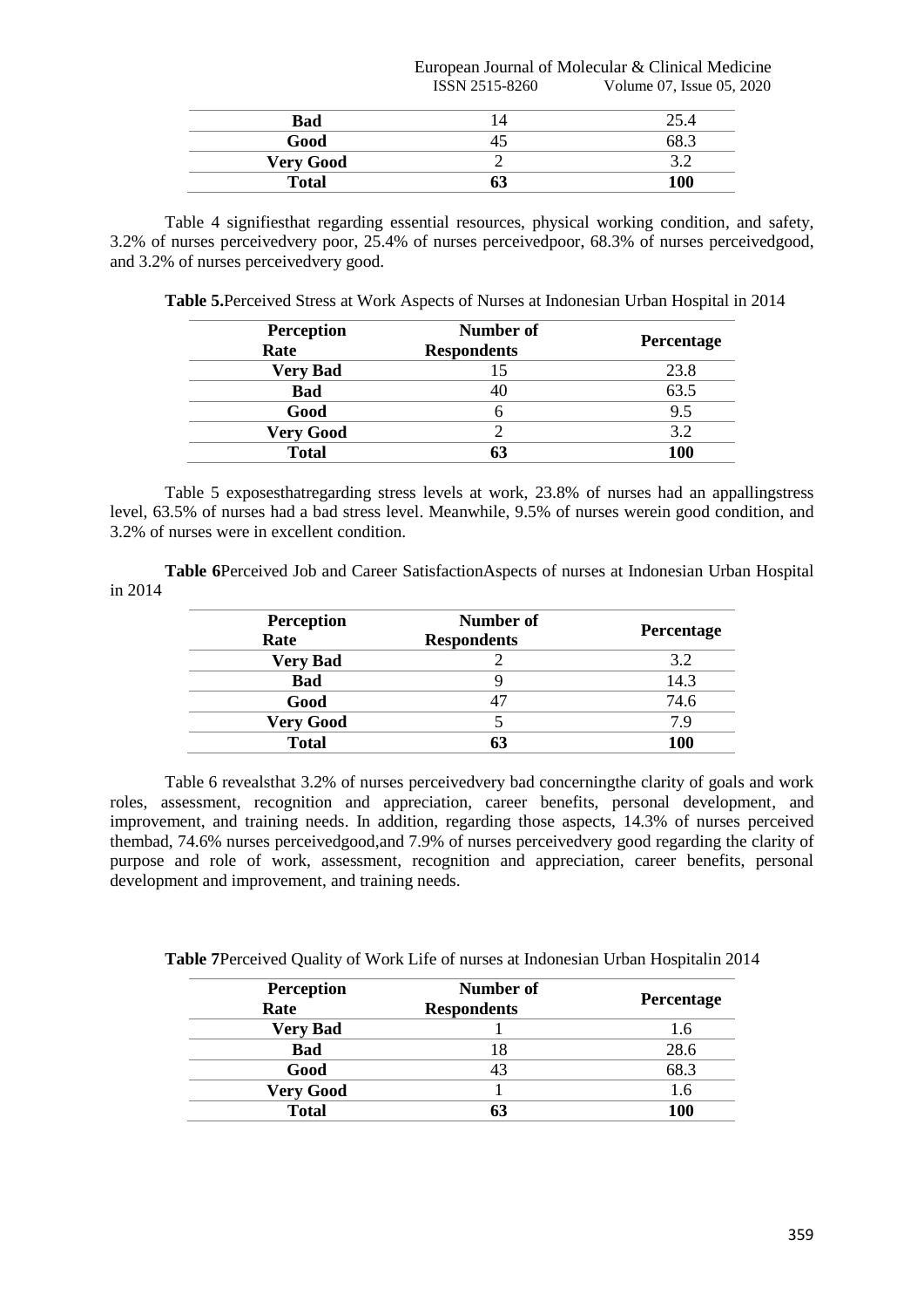| Bad | 14 | 25.4 |
|---|---|---|
| Good | 45 | 68.3 |
| Very Good | 2 | 3.2 |
| Total | 63 | 100 |

Table 4 signifiesthat regarding essential resources, physical working condition, and safety, 3.2% of nurses perceivedvery poor, 25.4% of nurses perceivedpoor, 68.3% of nurses perceivedgood, and 3.2% of nurses perceivedvery good.

**Table 5.**Perceived Stress at Work Aspects of Nurses at Indonesian Urban Hospital in 2014

| Perception Rate | Number of Respondents | Percentage |
|---|---|---|
| Very Bad | 15 | 23.8 |
| Bad | 40 | 63.5 |
| Good | 6 | 9.5 |
| Very Good | 2 | 3.2 |
| Total | 63 | 100 |

Table 5 exposesthatregarding stress levels at work, 23.8% of nurses had an appallingstress level, 63.5% of nurses had a bad stress level. Meanwhile, 9.5% of nurses werein good condition, and 3.2% of nurses were in excellent condition.

**Table 6**Perceived Job and Career SatisfactionAspects of nurses at Indonesian Urban Hospital in 2014

| Perception Rate | Number of Respondents | Percentage |
|---|---|---|
| Very Bad | 2 | 3.2 |
| Bad | 9 | 14.3 |
| Good | 47 | 74.6 |
| Very Good | 5 | 7.9 |
| Total | 63 | 100 |

Table 6 revealsthat 3.2% of nurses perceivedvery bad concerningthe clarity of goals and work roles, assessment, recognition and appreciation, career benefits, personal development, and improvement, and training needs. In addition, regarding those aspects, 14.3% of nurses perceived thembad, 74.6% nurses perceivedgood,and 7.9% of nurses perceivedvery good regarding the clarity of purpose and role of work, assessment, recognition and appreciation, career benefits, personal development and improvement, and training needs.

**Table 7**Perceived Quality of Work Life of nurses at Indonesian Urban Hospitalin 2014

| Perception Rate | Number of Respondents | Percentage |
|---|---|---|
| Very Bad | 1 | 1.6 |
| Bad | 18 | 28.6 |
| Good | 43 | 68.3 |
| Very Good | 1 | 1.6 |
| Total | 63 | 100 |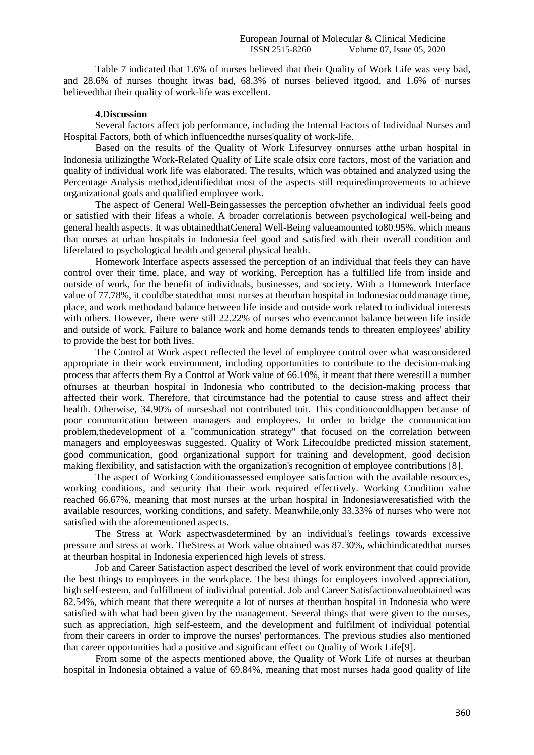Table 7 indicated that 1.6% of nurses believed that their Quality of Work Life was very bad, and 28.6% of nurses thought itwas bad, 68.3% of nurses believed itgood, and 1.6% of nurses believedthat their quality of work-life was excellent.

## 4.Discussion

Several factors affect job performance, including the Internal Factors of Individual Nurses and Hospital Factors, both of which influencedthe nurses'quality of work-life.

Based on the results of the Quality of Work Lifesurvey onnurses atthe urban hospital in Indonesia utilizingthe Work-Related Quality of Life scale ofsix core factors, most of the variation and quality of individual work life was elaborated. The results, which was obtained and analyzed using the Percentage Analysis method,identifiedthat most of the aspects still requiredimprovements to achieve organizational goals and qualified employee work.

The aspect of General Well-Beingassesses the perception ofwhether an individual feels good or satisfied with their lifeas a whole. A broader correlationis between psychological well-being and general health aspects. It was obtainedthatGeneral Well-Being valueamounted to80.95%, which means that nurses at urban hospitals in Indonesia feel good and satisfied with their overall condition and liferelated to psychological health and general physical health.

Homework Interface aspects assessed the perception of an individual that feels they can have control over their time, place, and way of working. Perception has a fulfilled life from inside and outside of work, for the benefit of individuals, businesses, and society. With a Homework Interface value of 77.78%, it couldbe statedthat most nurses at theurban hospital in Indonesiacouldmanage time, place, and work methodand balance between life inside and outside work related to individual interests with others. However, there were still 22.22% of nurses who evencannot balance between life inside and outside of work. Failure to balance work and home demands tends to threaten employees' ability to provide the best for both lives.

The Control at Work aspect reflected the level of employee control over what wasconsidered appropriate in their work environment, including opportunities to contribute to the decision-making process that affects them By a Control at Work value of 66.10%, it meant that there werestill a number ofnurses at theurban hospital in Indonesia who contributed to the decision-making process that affected their work. Therefore, that circumstance had the potential to cause stress and affect their health. Otherwise, 34.90% of nurseshad not contributed toit. This conditioncouldhappen because of poor communication between managers and employees. In order to bridge the communication problem,thedevelopment of a "communication strategy" that focused on the correlation between managers and employeeswas suggested. Quality of Work Lifecouldbe predicted mission statement, good communication, good organizational support for training and development, good decision making flexibility, and satisfaction with the organization's recognition of employee contributions [8].

The aspect of Working Conditionassessed employee satisfaction with the available resources, working conditions, and security that their work required effectively. Working Condition value reached 66.67%, meaning that most nurses at the urban hospital in Indonesiaweresatisfied with the available resources, working conditions, and safety. Meanwhile,only 33.33% of nurses who were not satisfied with the aforementioned aspects.

The Stress at Work aspectwasdetermined by an individual's feelings towards excessive pressure and stress at work. TheStress at Work value obtained was 87.30%, whichindicatedthat nurses at theurban hospital in Indonesia experienced high levels of stress.

Job and Career Satisfaction aspect described the level of work environment that could provide the best things to employees in the workplace. The best things for employees involved appreciation, high self-esteem, and fulfillment of individual potential. Job and Career Satisfactionvalueobtained was 82.54%, which meant that there werequite a lot of nurses at theurban hospital in Indonesia who were satisfied with what had been given by the management. Several things that were given to the nurses, such as appreciation, high self-esteem, and the development and fulfilment of individual potential from their careers in order to improve the nurses' performances. The previous studies also mentioned that career opportunities had a positive and significant effect on Quality of Work Life[9].

From some of the aspects mentioned above, the Quality of Work Life of nurses at theurban hospital in Indonesia obtained a value of 69.84%, meaning that most nurses hada good quality of life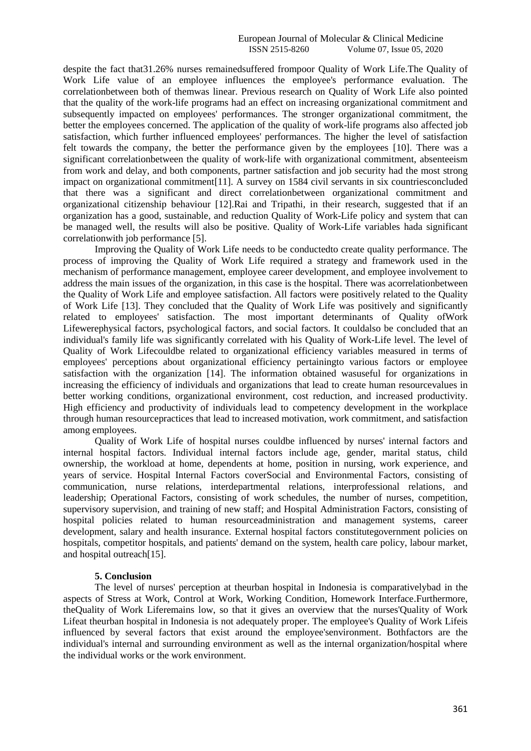despite the fact that31.26% nurses remainedsuffered frompoor Quality of Work Life.The Quality of Work Life value of an employee influences the employee's performance evaluation. The correlationbetween both of themwas linear. Previous research on Quality of Work Life also pointed that the quality of the work-life programs had an effect on increasing organizational commitment and subsequently impacted on employees' performances. The stronger organizational commitment, the better the employees concerned. The application of the quality of work-life programs also affected job satisfaction, which further influenced employees' performances. The higher the level of satisfaction felt towards the company, the better the performance given by the employees [10]. There was a significant correlationbetween the quality of work-life with organizational commitment, absenteeism from work and delay, and both components, partner satisfaction and job security had the most strong impact on organizational commitment[11]. A survey on 1584 civil servants in six countriesconcluded that there was a significant and direct correlationbetween organizational commitment and organizational citizenship behaviour [12].Rai and Tripathi, in their research, suggested that if an organization has a good, sustainable, and reduction Quality of Work-Life policy and system that can be managed well, the results will also be positive. Quality of Work-Life variables hada significant correlationwith job performance [5].

Improving the Quality of Work Life needs to be conductedto create quality performance. The process of improving the Quality of Work Life required a strategy and framework used in the mechanism of performance management, employee career development, and employee involvement to address the main issues of the organization, in this case is the hospital. There was acorrelationbetween the Quality of Work Life and employee satisfaction. All factors were positively related to the Quality of Work Life [13]. They concluded that the Quality of Work Life was positively and significantly related to employees' satisfaction. The most important determinants of Quality ofWork Lifewerephysical factors, psychological factors, and social factors. It couldalso be concluded that an individual's family life was significantly correlated with his Quality of Work-Life level. The level of Quality of Work Lifecouldbe related to organizational efficiency variables measured in terms of employees' perceptions about organizational efficiency pertainingto various factors or employee satisfaction with the organization [14]. The information obtained wasuseful for organizations in increasing the efficiency of individuals and organizations that lead to create human resourcevalues in better working conditions, organizational environment, cost reduction, and increased productivity. High efficiency and productivity of individuals lead to competency development in the workplace through human resourcepractices that lead to increased motivation, work commitment, and satisfaction among employees.

Quality of Work Life of hospital nurses couldbe influenced by nurses' internal factors and internal hospital factors. Individual internal factors include age, gender, marital status, child ownership, the workload at home, dependents at home, position in nursing, work experience, and years of service. Hospital Internal Factors coverSocial and Environmental Factors, consisting of communication, nurse relations, interdepartmental relations, interprofessional relations, and leadership; Operational Factors, consisting of work schedules, the number of nurses, competition, supervisory supervision, and training of new staff; and Hospital Administration Factors, consisting of hospital policies related to human resourceadministration and management systems, career development, salary and health insurance. External hospital factors constitutegovernment policies on hospitals, competitor hospitals, and patients' demand on the system, health care policy, labour market, and hospital outreach[15].

## 5. Conclusion

The level of nurses' perception at theurban hospital in Indonesia is comparativelybad in the aspects of Stress at Work, Control at Work, Working Condition, Homework Interface.Furthermore, theQuality of Work Liferemains low, so that it gives an overview that the nurses'Quality of Work Lifeat theurban hospital in Indonesia is not adequately proper. The employee's Quality of Work Lifeis influenced by several factors that exist around the employee'senvironment. Bothfactors are the individual's internal and surrounding environment as well as the internal organization/hospital where the individual works or the work environment.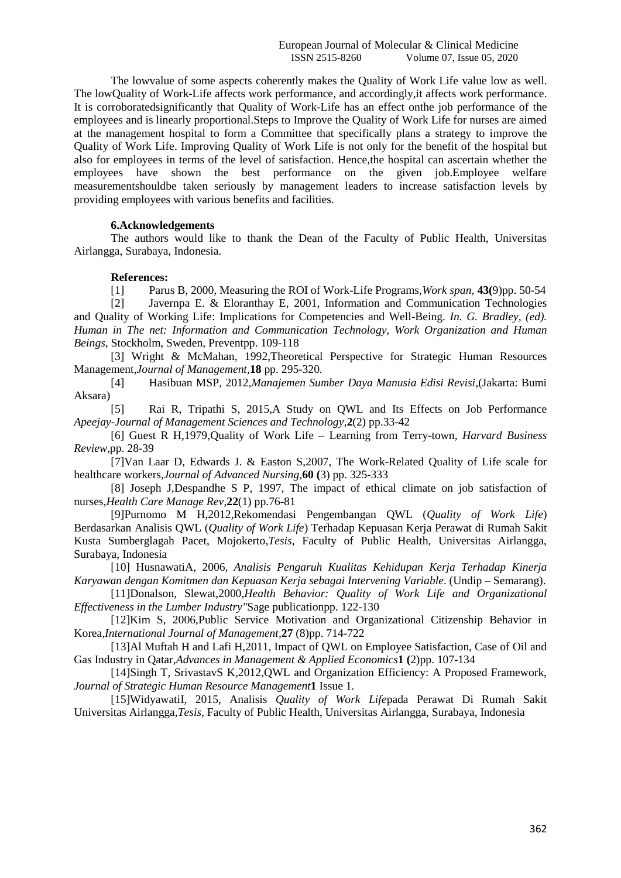The lowvalue of some aspects coherently makes the Quality of Work Life value low as well. The lowQuality of Work-Life affects work performance, and accordingly,it affects work performance. It is corroboratedsignificantly that Quality of Work-Life has an effect onthe job performance of the employees and is linearly proportional.Steps to Improve the Quality of Work Life for nurses are aimed at the management hospital to form a Committee that specifically plans a strategy to improve the Quality of Work Life. Improving Quality of Work Life is not only for the benefit of the hospital but also for employees in terms of the level of satisfaction. Hence,the hospital can ascertain whether the employees have shown the best performance on the given job.Employee welfare measurementshouldbe taken seriously by management leaders to increase satisfaction levels by providing employees with various benefits and facilities.

## 6.Acknowledgements

The authors would like to thank the Dean of the Faculty of Public Health, Universitas Airlangga, Surabaya, Indonesia.

## References:

[1] Parus B, 2000, Measuring the ROI of Work-Life Programs,*Work span,* **43(**9)pp. 50-54

[2] Javernpa E. & Eloranthay E, 2001, Information and Communication Technologies and Quality of Working Life: Implications for Competencies and Well-Being. *In. G. Bradley, (ed). Human in The net: Information and Communication Technology, Work Organization and Human Beings*, Stockholm, Sweden, Preventpp. 109-118

[3] Wright & McMahan, 1992,Theoretical Perspective for Strategic Human Resources Management,*Journal of Management*,**18** pp. 295-320.

[4] Hasibuan MSP, 2012,*Manajemen Sumber Daya Manusia Edisi Revisi*,(Jakarta: Bumi Aksara)

[5] Rai R, Tripathi S, 2015,A Study on QWL and Its Effects on Job Performance *Apeejay-Journal of Management Sciences and Technology*,**2**(2) pp.33-42

[6] Guest R H,1979,Quality of Work Life – Learning from Terry-town, *Harvard Business Review*,pp. 28-39

[7]Van Laar D, Edwards J. & Easton S,2007, The Work-Related Quality of Life scale for healthcare workers,*Journal of Advanced Nursing*,**60 (**3) pp. 325-333

[8] Joseph J,Despandhe S P, 1997, The impact of ethical climate on job satisfaction of nurses,*Health Care Manage Rev*,**22**(1) pp.76-81

[9]Purnomo M H,2012,Rekomendasi Pengembangan QWL (*Quality of Work Life*) Berdasarkan Analisis QWL (*Quality of Work Life*) Terhadap Kepuasan Kerja Perawat di Rumah Sakit Kusta Sumberglagah Pacet, Mojokerto,*Tesis*, Faculty of Public Health, Universitas Airlangga, Surabaya, Indonesia

[10] HusnawatiA, 2006, *Analisis Pengaruh Kualitas Kehidupan Kerja Terhadap Kinerja Karyawan dengan Komitmen dan Kepuasan Kerja sebagai Intervening Variable*. (Undip – Semarang).

[11]Donalson, Slewat,2000,*Health Behavior: Quality of Work Life and Organizational Effectiveness in the Lumber Industry"*Sage publicationpp. 122-130

[12]Kim S, 2006,Public Service Motivation and Organizational Citizenship Behavior in Korea,*International Journal of Management*,**27** (8)pp. 714-722

[13]Al Muftah H and Lafi H,2011, Impact of QWL on Employee Satisfaction, Case of Oil and Gas Industry in Qatar,*Advances in Management & Applied Economics***1 (**2)pp. 107-134

[14]Singh T, SrivastavS K,2012,QWL and Organization Efficiency: A Proposed Framework, *Journal of Strategic Human Resource Management***1** Issue 1.

[15]WidyawatiI, 2015, Analisis *Quality of Work Life*pada Perawat Di Rumah Sakit Universitas Airlangga,*Tesis*, Faculty of Public Health, Universitas Airlangga, Surabaya, Indonesia